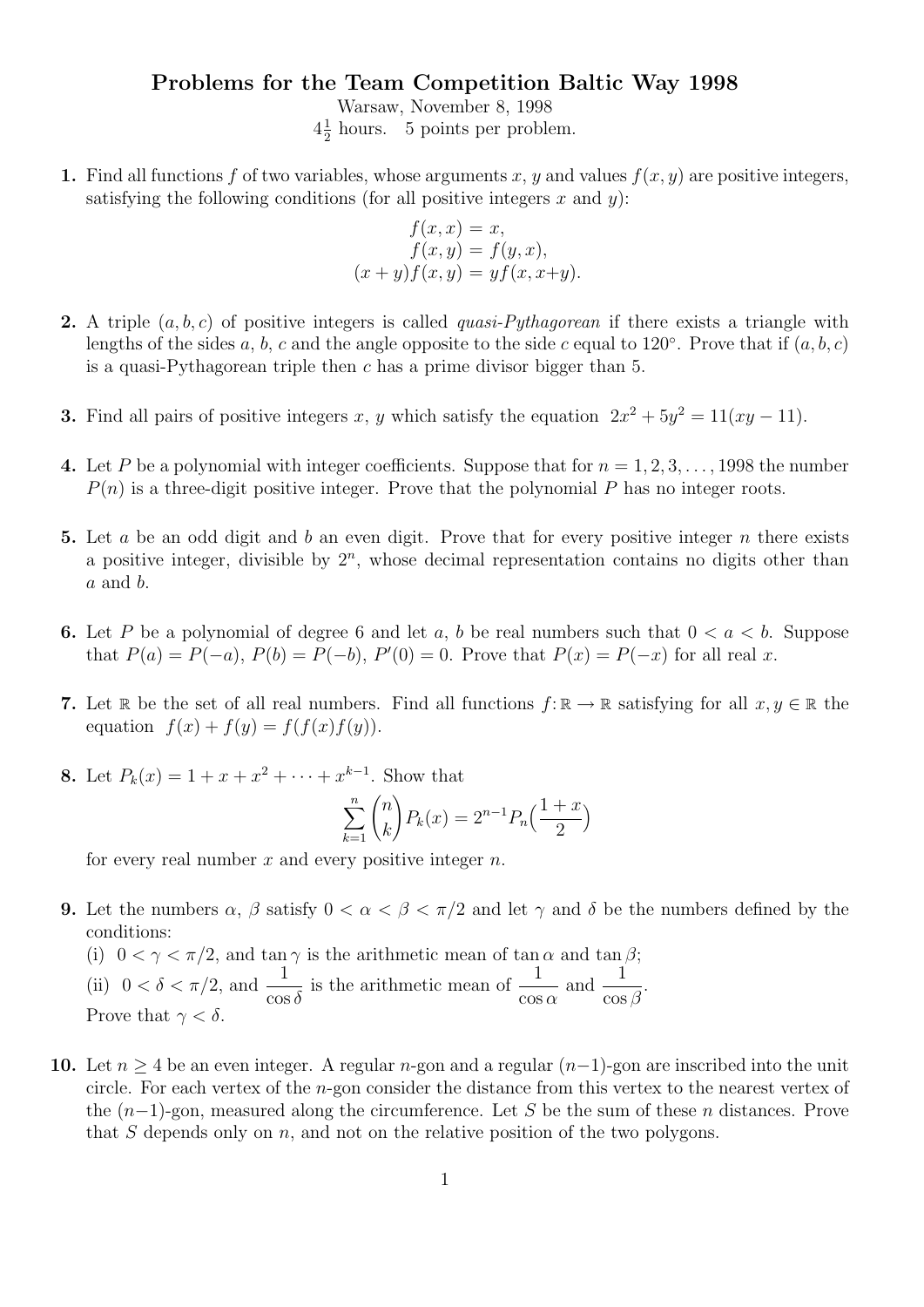# Problems for the Team Competition Baltic Way 1998

Warsaw, November 8, 1998

$4\frac{1}{2}$ hours. 5 points per problem.

**1.** Find all functions $f$ of two variables, whose arguments $x, y$ and values $f(x,y)$ are positive integers, satisfying the following conditions (for all positive integers $x$ and $y$):

$$f(x,x) = x,$$
$$f(x,y) = f(y,x),$$
$$(x+y)f(x,y) = yf(x,x+y).$$

**2.** A triple $(a,b,c)$ of positive integers is called *quasi-Pythagorean* if there exists a triangle with lengths of the sides $a$, $b$, $c$ and the angle opposite to the side $c$ equal to $120^\circ$. Prove that if $(a,b,c)$ is a quasi-Pythagorean triple then $c$ has a prime divisor bigger than 5.

**3.** Find all pairs of positive integers $x$, $y$ which satisfy the equation $2x^2 + 5y^2 = 11(xy - 11)$.

**4.** Let $P$ be a polynomial with integer coefficients. Suppose that for $n = 1, 2, 3, \ldots, 1998$ the number $P(n)$ is a three-digit positive integer. Prove that the polynomial $P$ has no integer roots.

**5.** Let $a$ be an odd digit and $b$ an even digit. Prove that for every positive integer $n$ there exists a positive integer, divisible by $2^n$, whose decimal representation contains no digits other than $a$ and $b$.

**6.** Let $P$ be a polynomial of degree 6 and let $a$, $b$ be real numbers such that $0 < a < b$. Suppose that $P(a) = P(-a)$, $P(b) = P(-b)$, $P'(0) = 0$. Prove that $P(x) = P(-x)$ for all real $x$.

**7.** Let $\mathbb{R}$ be the set of all real numbers. Find all functions $f\colon \mathbb{R} \to \mathbb{R}$ satisfying for all $x, y \in \mathbb{R}$ the equation $f(x) + f(y) = f(f(x)f(y))$.

**8.** Let $P_k(x) = 1 + x + x^2 + \cdots + x^{k-1}$. Show that

$$\sum_{k=1}^{n} \binom{n}{k} P_k(x) = 2^{n-1} P_n\Big(\frac{1+x}{2}\Big)$$

for every real number $x$ and every positive integer $n$.

**9.** Let the numbers $\alpha$, $\beta$ satisfy $0 < \alpha < \beta < \pi/2$ and let $\gamma$ and $\delta$ be the numbers defined by the conditions:

(i) $0 < \gamma < \pi/2$, and $\tan\gamma$ is the arithmetic mean of $\tan\alpha$ and $\tan\beta$;

(ii) $0 < \delta < \pi/2$, and $\dfrac{1}{\cos\delta}$ is the arithmetic mean of $\dfrac{1}{\cos\alpha}$ and $\dfrac{1}{\cos\beta}$.

Prove that $\gamma < \delta$.

**10.** Let $n \geq 4$ be an even integer. A regular $n$-gon and a regular $(n-1)$-gon are inscribed into the unit circle. For each vertex of the $n$-gon consider the distance from this vertex to the nearest vertex of the $(n-1)$-gon, measured along the circumference. Let $S$ be the sum of these $n$ distances. Prove that $S$ depends only on $n$, and not on the relative position of the two polygons.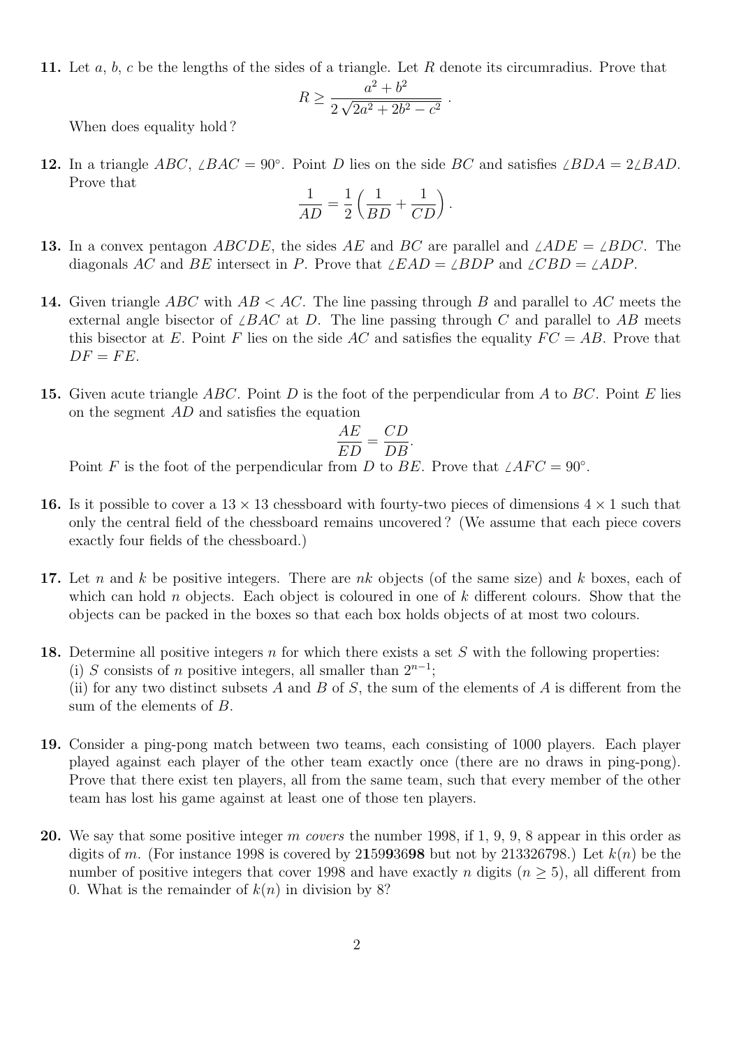**11.** Let $a$, $b$, $c$ be the lengths of the sides of a triangle. Let $R$ denote its circumradius. Prove that

$$R \geq \frac{a^2 + b^2}{2\sqrt{2a^2 + 2b^2 - c^2}} \; .$$

When does equality hold?

**12.** In a triangle $ABC$, $\angle BAC = 90^\circ$. Point $D$ lies on the side $BC$ and satisfies $\angle BDA = 2\angle BAD$. Prove that

$$\frac{1}{AD} = \frac{1}{2}\left(\frac{1}{BD} + \frac{1}{CD}\right).$$

**13.** In a convex pentagon $ABCDE$, the sides $AE$ and $BC$ are parallel and $\angle ADE = \angle BDC$. The diagonals $AC$ and $BE$ intersect in $P$. Prove that $\angle EAD = \angle BDP$ and $\angle CBD = \angle ADP$.

**14.** Given triangle $ABC$ with $AB < AC$. The line passing through $B$ and parallel to $AC$ meets the external angle bisector of $\angle BAC$ at $D$. The line passing through $C$ and parallel to $AB$ meets this bisector at $E$. Point $F$ lies on the side $AC$ and satisfies the equality $FC = AB$. Prove that $DF = FE$.

**15.** Given acute triangle $ABC$. Point $D$ is the foot of the perpendicular from $A$ to $BC$. Point $E$ lies on the segment $AD$ and satisfies the equation

$$\frac{AE}{ED} = \frac{CD}{DB}.$$

Point $F$ is the foot of the perpendicular from $D$ to $BE$. Prove that $\angle AFC = 90^\circ$.

**16.** Is it possible to cover a $13 \times 13$ chessboard with fourty-two pieces of dimensions $4 \times 1$ such that only the central field of the chessboard remains uncovered? (We assume that each piece covers exactly four fields of the chessboard.)

**17.** Let $n$ and $k$ be positive integers. There are $nk$ objects (of the same size) and $k$ boxes, each of which can hold $n$ objects. Each object is coloured in one of $k$ different colours. Show that the objects can be packed in the boxes so that each box holds objects of at most two colours.

**18.** Determine all positive integers $n$ for which there exists a set $S$ with the following properties:
(i) $S$ consists of $n$ positive integers, all smaller than $2^{n-1}$;
(ii) for any two distinct subsets $A$ and $B$ of $S$, the sum of the elements of $A$ is different from the sum of the elements of $B$.

**19.** Consider a ping-pong match between two teams, each consisting of 1000 players. Each player played against each player of the other team exactly once (there are no draws in ping-pong). Prove that there exist ten players, all from the same team, such that every member of the other team has lost his game against at least one of those ten players.

**20.** We say that some positive integer $m$ *covers* the number 1998, if 1, 9, 9, 8 appear in this order as digits of $m$. (For instance 1998 is covered by 2**1**5**99**36**98** but not by 213326798.) Let $k(n)$ be the number of positive integers that cover 1998 and have exactly $n$ digits ($n \geq 5$), all different from 0. What is the remainder of $k(n)$ in division by 8?